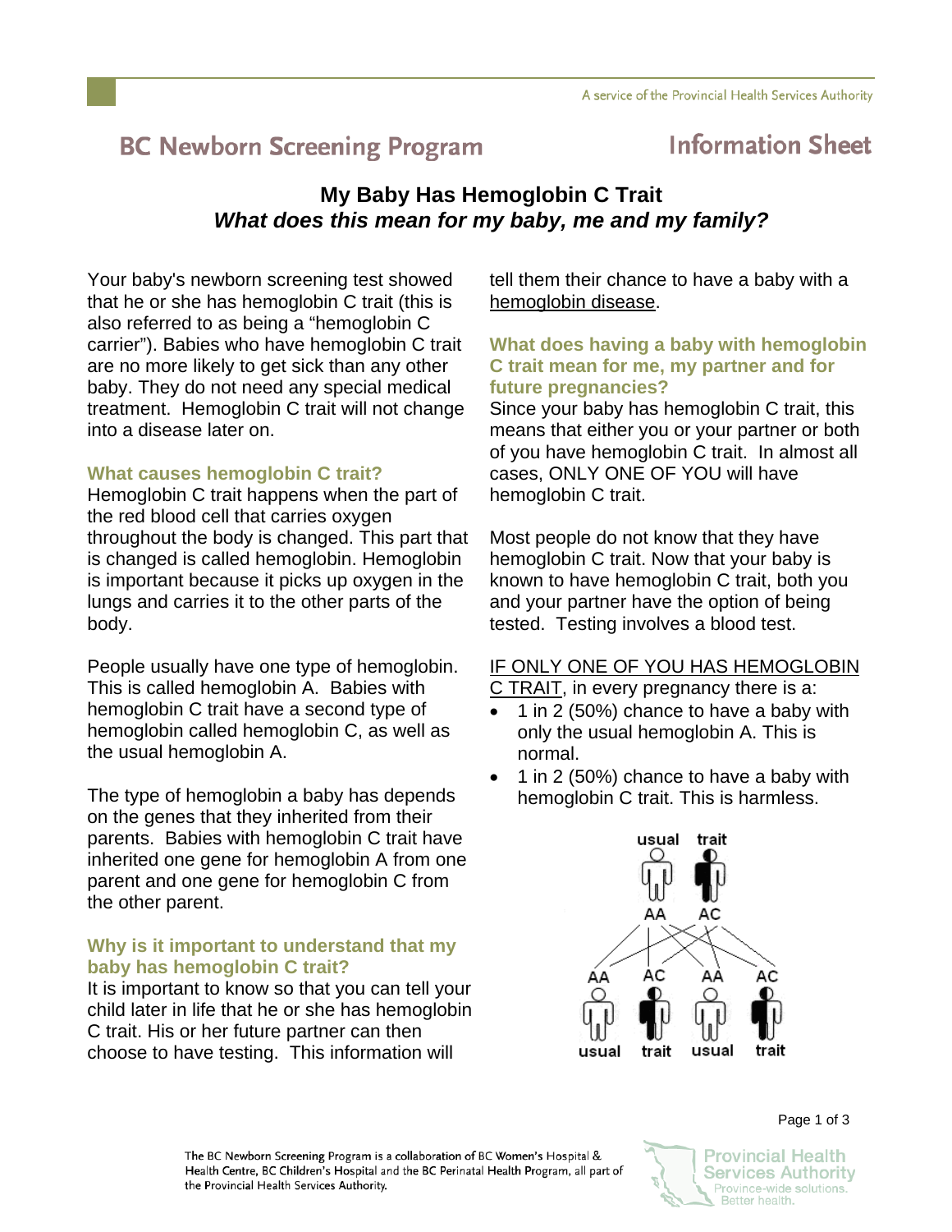# BC Newborn Screening Program — Information Sheet

## My Baby Has Hemoglobin C Trait
### *What does this mean for my baby, me and my family?*

Your baby's newborn screening test showed that he or she has hemoglobin C trait (this is also referred to as being a "hemoglobin C carrier"). Babies who have hemoglobin C trait are no more likely to get sick than any other baby. They do not need any special medical treatment. Hemoglobin C trait will not change into a disease later on.

### What causes hemoglobin C trait?

Hemoglobin C trait happens when the part of the red blood cell that carries oxygen throughout the body is changed. This part that is changed is called hemoglobin. Hemoglobin is important because it picks up oxygen in the lungs and carries it to the other parts of the body.

People usually have one type of hemoglobin. This is called hemoglobin A. Babies with hemoglobin C trait have a second type of hemoglobin called hemoglobin C, as well as the usual hemoglobin A.

The type of hemoglobin a baby has depends on the genes that they inherited from their parents. Babies with hemoglobin C trait have inherited one gene for hemoglobin A from one parent and one gene for hemoglobin C from the other parent.

### Why is it important to understand that my baby has hemoglobin C trait?

It is important to know so that you can tell your child later in life that he or she has hemoglobin C trait. His or her future partner can then choose to have testing. This information will tell them their chance to have a baby with a hemoglobin disease.

### What does having a baby with hemoglobin C trait mean for me, my partner and for future pregnancies?

Since your baby has hemoglobin C trait, this means that either you or your partner or both of you have hemoglobin C trait. In almost all cases, ONLY ONE OF YOU will have hemoglobin C trait.

Most people do not know that they have hemoglobin C trait. Now that your baby is known to have hemoglobin C trait, both you and your partner have the option of being tested. Testing involves a blood test.

IF ONLY ONE OF YOU HAS HEMOGLOBIN C TRAIT, in every pregnancy there is a:

- 1 in 2 (50%) chance to have a baby with only the usual hemoglobin A. This is normal.
- 1 in 2 (50%) chance to have a baby with hemoglobin C trait. This is harmless.

usual AA — trait AC

AA usual — AC trait — AA usual — AC trait

The BC Newborn Screening Program is a collaboration of BC Women's Hospital & Health Centre, BC Children's Hospital and the BC Perinatal Health Program, all part of the Provincial Health Services Authority.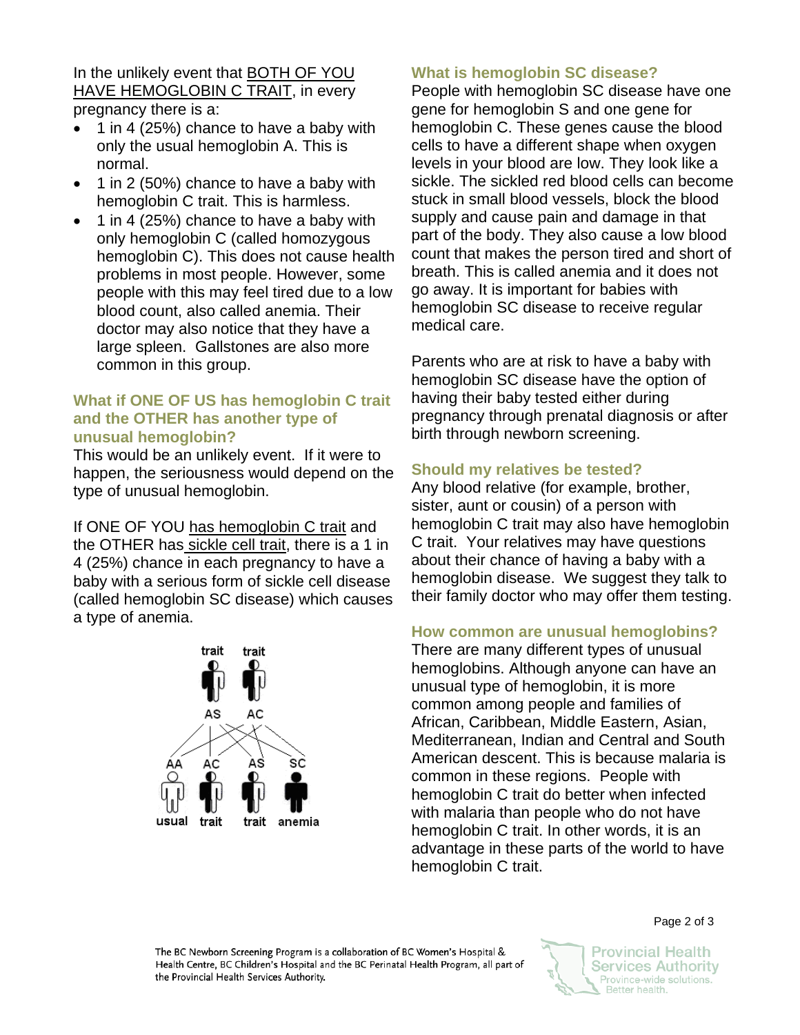In the unlikely event that BOTH OF YOU HAVE HEMOGLOBIN C TRAIT, in every pregnancy there is a:

- 1 in 4 (25%) chance to have a baby with only the usual hemoglobin A. This is normal.
- 1 in 2 (50%) chance to have a baby with hemoglobin C trait. This is harmless.
- 1 in 4 (25%) chance to have a baby with only hemoglobin C (called homozygous hemoglobin C). This does not cause health problems in most people. However, some people with this may feel tired due to a low blood count, also called anemia. Their doctor may also notice that they have a large spleen. Gallstones are also more common in this group.

## What if ONE OF US has hemoglobin C trait and the OTHER has another type of unusual hemoglobin?

This would be an unlikely event. If it were to happen, the seriousness would depend on the type of unusual hemoglobin.

If ONE OF YOU has hemoglobin C trait and the OTHER has sickle cell trait, there is a 1 in 4 (25%) chance in each pregnancy to have a baby with a serious form of sickle cell disease (called hemoglobin SC disease) which causes a type of anemia.

## What is hemoglobin SC disease?

People with hemoglobin SC disease have one gene for hemoglobin S and one gene for hemoglobin C. These genes cause the blood cells to have a different shape when oxygen levels in your blood are low. They look like a sickle. The sickled red blood cells can become stuck in small blood vessels, block the blood supply and cause pain and damage in that part of the body. They also cause a low blood count that makes the person tired and short of breath. This is called anemia and it does not go away. It is important for babies with hemoglobin SC disease to receive regular medical care.

Parents who are at risk to have a baby with hemoglobin SC disease have the option of having their baby tested either during pregnancy through prenatal diagnosis or after birth through newborn screening.

## Should my relatives be tested?

Any blood relative (for example, brother, sister, aunt or cousin) of a person with hemoglobin C trait may also have hemoglobin C trait. Your relatives may have questions about their chance of having a baby with a hemoglobin disease. We suggest they talk to their family doctor who may offer them testing.

## How common are unusual hemoglobins?

There are many different types of unusual hemoglobins. Although anyone can have an unusual type of hemoglobin, it is more common among people and families of African, Caribbean, Middle Eastern, Asian, Mediterranean, Indian and Central and South American descent. This is because malaria is common in these regions. People with hemoglobin C trait do better when infected with malaria than people who do not have hemoglobin C trait. In other words, it is an advantage in these parts of the world to have hemoglobin C trait.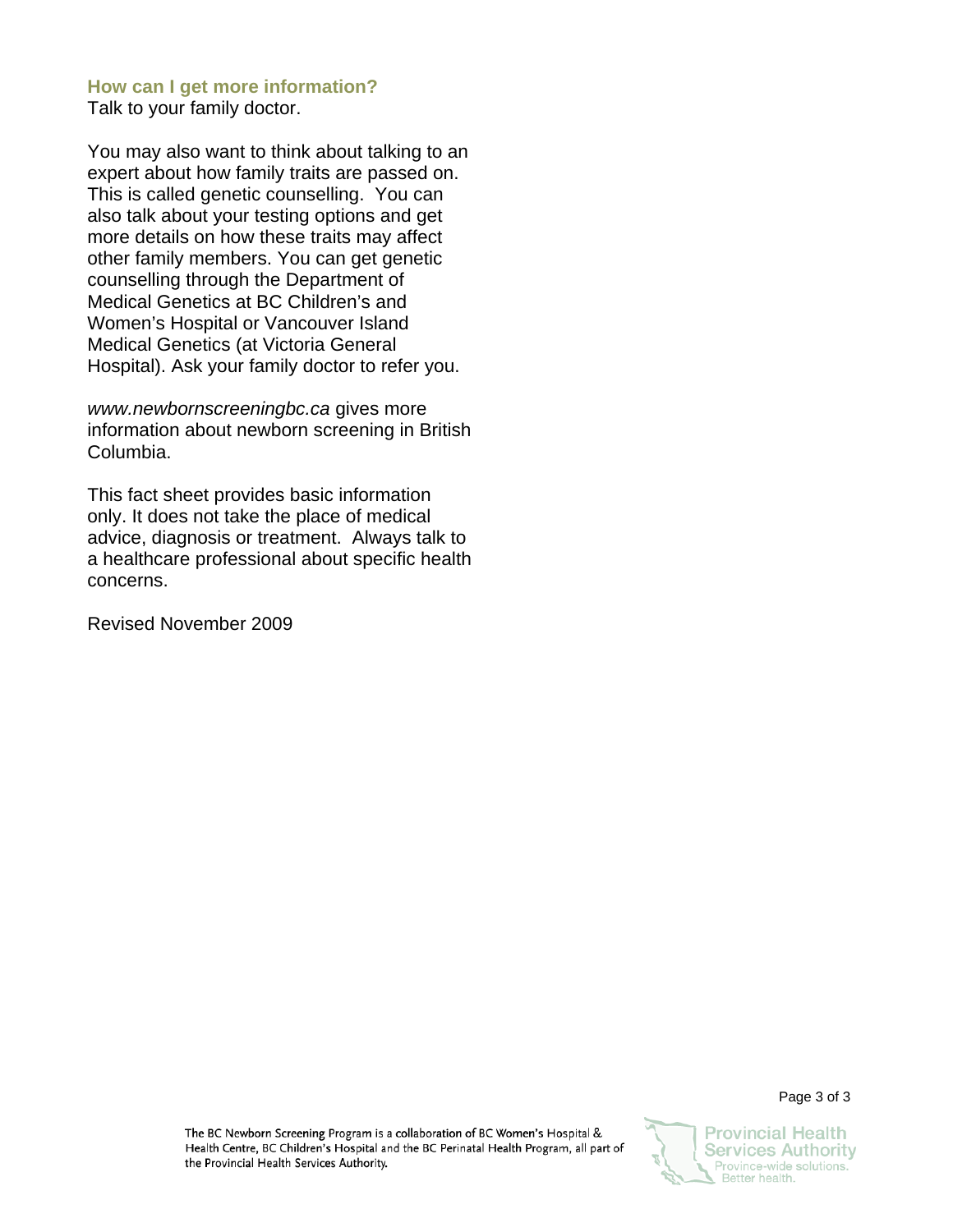### How can I get more information?

Talk to your family doctor.

You may also want to think about talking to an expert about how family traits are passed on. This is called genetic counselling. You can also talk about your testing options and get more details on how these traits may affect other family members. You can get genetic counselling through the Department of Medical Genetics at BC Children's and Women's Hospital or Vancouver Island Medical Genetics (at Victoria General Hospital). Ask your family doctor to refer you.

*www.newbornscreeningbc.ca* gives more information about newborn screening in British Columbia.

This fact sheet provides basic information only. It does not take the place of medical advice, diagnosis or treatment. Always talk to a healthcare professional about specific health concerns.

Revised November 2009

The BC Newborn Screening Program is a collaboration of BC Women's Hospital & Health Centre, BC Children's Hospital and the BC Perinatal Health Program, all part of the Provincial Health Services Authority.

Provincial Health Services Authority
Province-wide solutions.
Better health.